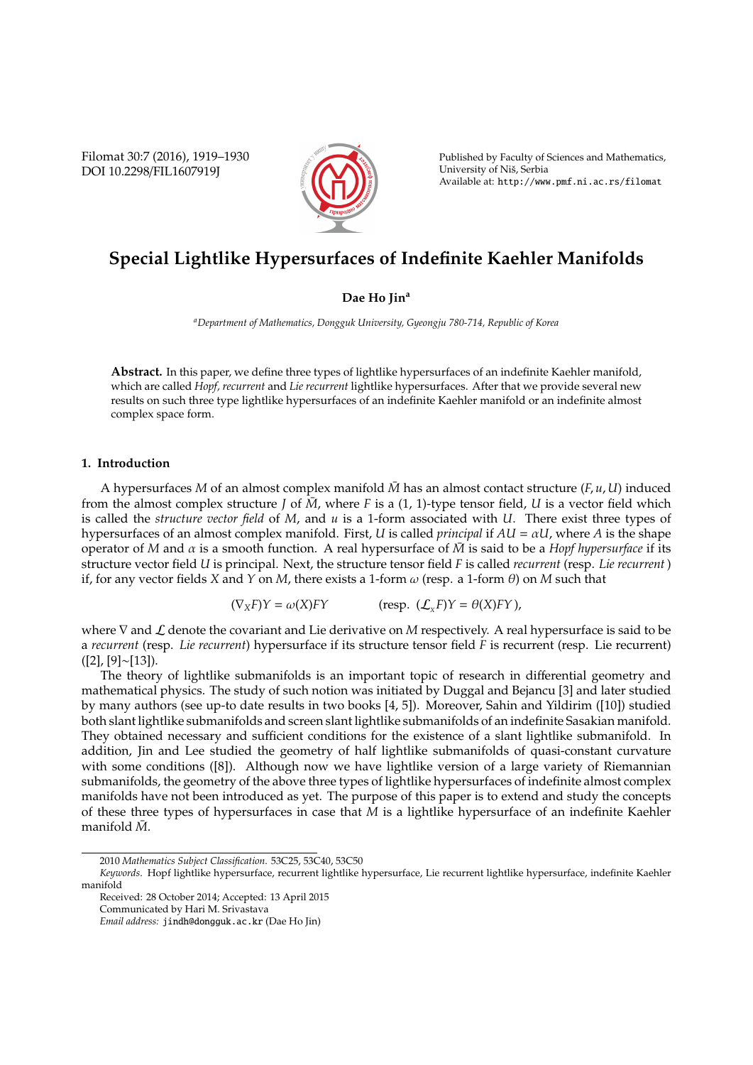# Special Lightlike Hypersurfaces of Indefinite Kaehler Manifolds

**Dae Ho Jin**[a]

[a] *Department of Mathematics, Dongguk University, Gyeongju 780-714, Republic of Korea*

**Abstract.** In this paper, we define three types of lightlike hypersurfaces of an indefinite Kaehler manifold, which are called *Hopf, recurrent* and *Lie recurrent* lightlike hypersurfaces. After that we provide several new results on such three type lightlike hypersurfaces of an indefinite Kaehler manifold or an indefinite almost complex space form.

## 1. Introduction

A hypersurfaces $M$ of an almost complex manifold $\bar{M}$ has an almost contact structure $(F, u, U)$ induced from the almost complex structure $J$ of $\bar{M}$, where $F$ is a (1, 1)-type tensor field, $U$ is a vector field which is called the *structure vector field* of $M$, and $u$ is a 1-form associated with $U$. There exist three types of hypersurfaces of an almost complex manifold. First, $U$ is called *principal* if $AU = \alpha U$, where $A$ is the shape operator of $M$ and $\alpha$ is a smooth function. A real hypersurface of $\bar{M}$ is said to be a *Hopf hypersurface* if its structure vector field $U$ is principal. Next, the structure tensor field $F$ is called *recurrent* (resp. *Lie recurrent*) if, for any vector fields $X$ and $Y$ on $M$, there exists a 1-form $\omega$ (resp. a 1-form $\theta$) on $M$ such that

$$(\nabla_X F)Y = \omega(X)FY \qquad\qquad (\text{resp. } (\mathcal{L}_X F)Y = \theta(X)FY),$$

where $\nabla$ and $\mathcal{L}$ denote the covariant and Lie derivative on $M$ respectively. A real hypersurface is said to be a *recurrent* (resp. *Lie recurrent*) hypersurface if its structure tensor field $F$ is recurrent (resp. Lie recurrent) ([2], [9]~[13]).

The theory of lightlike submanifolds is an important topic of research in differential geometry and mathematical physics. The study of such notion was initiated by Duggal and Bejancu [3] and later studied by many authors (see up-to date results in two books [4, 5]). Moreover, Sahin and Yildirim ([10]) studied both slant lightlike submanifolds and screen slant lightlike submanifolds of an indefinite Sasakian manifold. They obtained necessary and sufficient conditions for the existence of a slant lightlike submanifold. In addition, Jin and Lee studied the geometry of half lightlike submanifolds of quasi-constant curvature with some conditions ([8]). Although now we have lightlike version of a large variety of Riemannian submanifolds, the geometry of the above three types of lightlike hypersurfaces of indefinite almost complex manifolds have not been introduced as yet. The purpose of this paper is to extend and study the concepts of these three types of hypersurfaces in case that $M$ is a lightlike hypersurface of an indefinite Kaehler manifold $\bar{M}$.

---

2010 *Mathematics Subject Classification*. 53C25, 53C40, 53C50

*Keywords*. Hopf lightlike hypersurface, recurrent lightlike hypersurface, Lie recurrent lightlike hypersurface, indefinite Kaehler manifold

Received: 28 October 2014; Accepted: 13 April 2015

Communicated by Hari M. Srivastava

*Email address:* jindh@dongguk.ac.kr (Dae Ho Jin)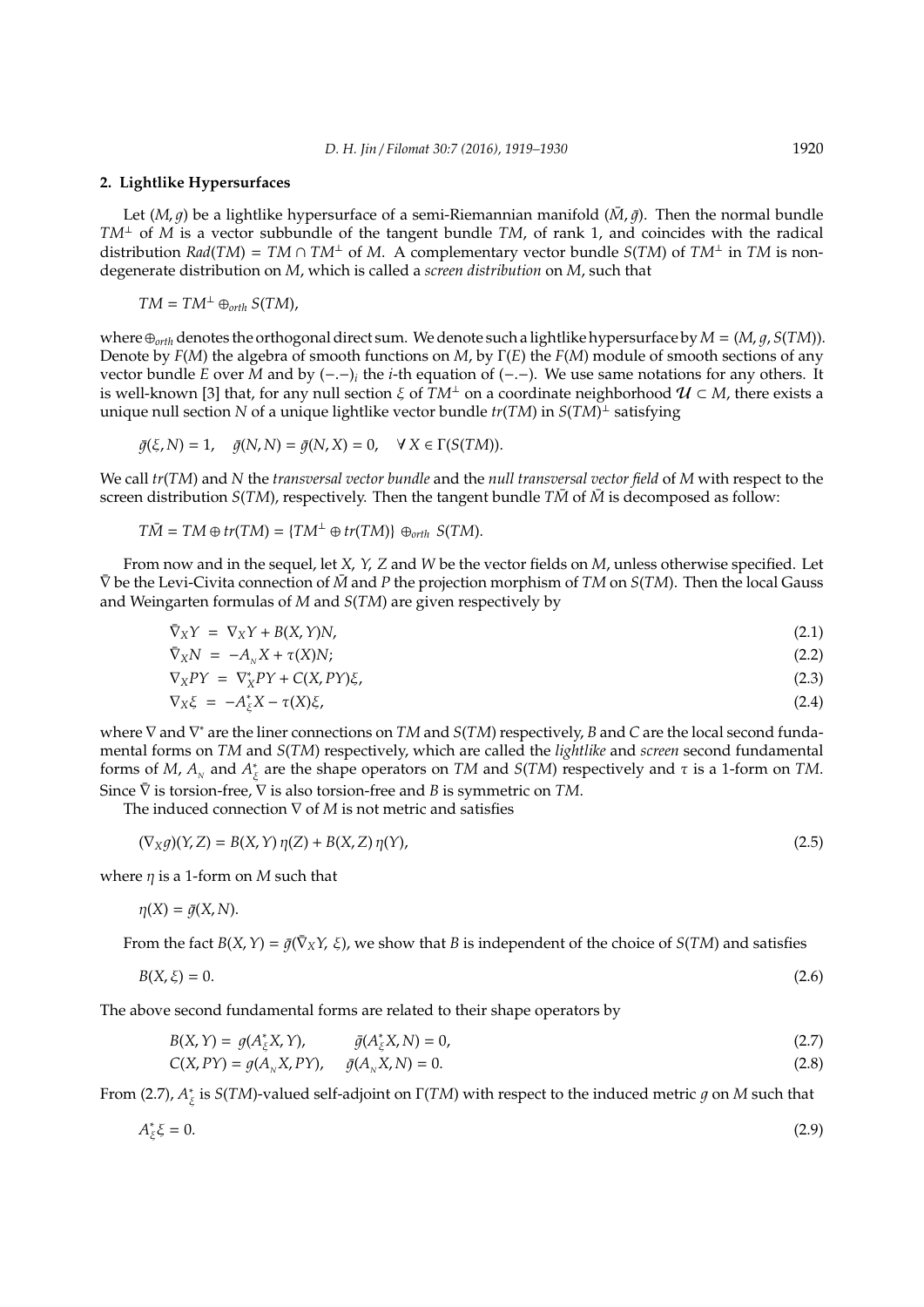## 2. Lightlike Hypersurfaces

Let $(M, g)$ be a lightlike hypersurface of a semi-Riemannian manifold $(\bar{M}, \bar{g})$. Then the normal bundle $TM^{\perp}$ of $M$ is a vector subbundle of the tangent bundle $TM$, of rank 1, and coincides with the radical distribution $Rad(TM) = TM \cap TM^{\perp}$ of $M$. A complementary vector bundle $S(TM)$ of $TM^{\perp}$ in $TM$ is non-degenerate distribution on $M$, which is called a *screen distribution* on $M$, such that

$$TM = TM^{\perp} \oplus_{orth} S(TM),$$

where $\oplus_{orth}$ denotes the orthogonal direct sum. We denote such a lightlike hypersurface by $M = (M, g, S(TM))$. Denote by $F(M)$ the algebra of smooth functions on $M$, by $\Gamma(E)$ the $F(M)$ module of smooth sections of any vector bundle $E$ over $M$ and by $(-.-)_i$ the $i$-th equation of $(-.-)$. We use same notations for any others. It is well-known [3] that, for any null section $\xi$ of $TM^{\perp}$ on a coordinate neighborhood $\mathcal{U} \subset M$, there exists a unique null section $N$ of a unique lightlike vector bundle $tr(TM)$ in $S(TM)^{\perp}$ satisfying

$$\bar{g}(\xi, N) = 1, \quad \bar{g}(N, N) = \bar{g}(N, X) = 0, \quad \forall\, X \in \Gamma(S(TM)).$$

We call $tr(TM)$ and $N$ the *transversal vector bundle* and the *null transversal vector field* of $M$ with respect to the screen distribution $S(TM)$, respectively. Then the tangent bundle $T\bar{M}$ of $\bar{M}$ is decomposed as follow:

$$T\bar{M} = TM \oplus tr(TM) = \{TM^{\perp} \oplus tr(TM)\} \oplus_{orth} S(TM).$$

From now and in the sequel, let $X$, $Y$, $Z$ and $W$ be the vector fields on $M$, unless otherwise specified. Let $\bar{\nabla}$ be the Levi-Civita connection of $\bar{M}$ and $P$ the projection morphism of $TM$ on $S(TM)$. Then the local Gauss and Weingarten formulas of $M$ and $S(TM)$ are given respectively by

$$\bar{\nabla}_X Y = \nabla_X Y + B(X, Y)N, \tag{2.1}$$

$$\bar{\nabla}_X N = -A_{N} X + \tau(X)N; \tag{2.2}$$

$$\nabla_X PY = \nabla^*_X PY + C(X, PY)\xi, \tag{2.3}$$

$$\nabla_X \xi = -A^*_{\xi} X - \tau(X)\xi, \tag{2.4}$$

where $\nabla$ and $\nabla^*$ are the liner connections on $TM$ and $S(TM)$ respectively, $B$ and $C$ are the local second fundamental forms on $TM$ and $S(TM)$ respectively, which are called the *lightlike* and *screen* second fundamental forms of $M$, $A_{N}$ and $A^*_{\xi}$ are the shape operators on $TM$ and $S(TM)$ respectively and $\tau$ is a 1-form on $TM$. Since $\bar{\nabla}$ is torsion-free, $\nabla$ is also torsion-free and $B$ is symmetric on $TM$.

The induced connection $\nabla$ of $M$ is not metric and satisfies

$$(\nabla_X g)(Y, Z) = B(X, Y)\,\eta(Z) + B(X, Z)\,\eta(Y), \tag{2.5}$$

where $\eta$ is a 1-form on $M$ such that

$$\eta(X) = \bar{g}(X, N).$$

From the fact $B(X, Y) = \bar{g}(\bar{\nabla}_X Y,\ \xi)$, we show that $B$ is independent of the choice of $S(TM)$ and satisfies

$$B(X, \xi) = 0. \tag{2.6}$$

The above second fundamental forms are related to their shape operators by

$$B(X, Y) = g(A^*_{\xi} X, Y), \qquad \bar{g}(A^*_{\xi} X, N) = 0, \tag{2.7}$$

$$C(X, PY) = g(A_{N} X, PY), \quad \bar{g}(A_{N} X, N) = 0. \tag{2.8}$$

From (2.7), $A^*_{\xi}$ is $S(TM)$-valued self-adjoint on $\Gamma(TM)$ with respect to the induced metric $g$ on $M$ such that

$$A^*_{\xi}\xi = 0. \tag{2.9}$$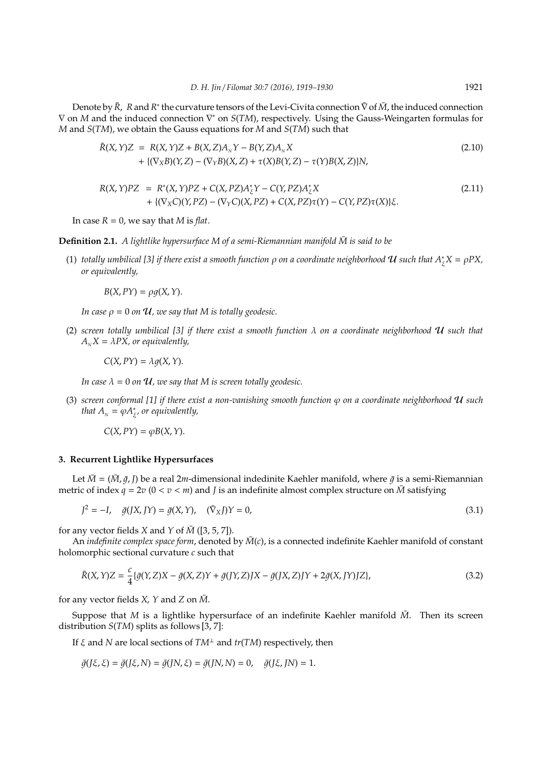Denote by $\bar{R}$, $R$ and $R^*$ the curvature tensors of the Levi-Civita connection $\bar{\nabla}$ of $\bar{M}$, the induced connection $\nabla$ on $M$ and the induced connection $\nabla^*$ on $S(TM)$, respectively. Using the Gauss-Weingarten formulas for $M$ and $S(TM)$, we obtain the Gauss equations for $M$ and $S(TM)$ such that

$$
\begin{aligned}
\bar{R}(X,Y)Z &= R(X,Y)Z + B(X,Z)A_{N}Y - B(Y,Z)A_{N}X \\
&\quad + \{(\nabla_X B)(Y,Z) - (\nabla_Y B)(X,Z) + \tau(X)B(Y,Z) - \tau(Y)B(X,Z)\}N,
\end{aligned}
\tag{2.10}
$$

$$
\begin{aligned}
R(X,Y)PZ &= R^*(X,Y)PZ + C(X,PZ)A^*_{\xi}Y - C(Y,PZ)A^*_{\xi}X \\
&\quad + \{(\nabla_X C)(Y,PZ) - (\nabla_Y C)(X,PZ) + C(X,PZ)\tau(Y) - C(Y,PZ)\tau(X)\}\xi.
\end{aligned}
\tag{2.11}
$$

In case $R = 0$, we say that $M$ is *flat*.

**Definition 2.1.** *A lightlike hypersurface $M$ of a semi-Riemannian manifold $\bar{M}$ is said to be*

(1) *totally umbilical [3] if there exist a smooth function $\rho$ on a coordinate neighborhood $\mathcal{U}$ such that $A^*_{\xi}X = \rho PX$, or equivalently,*

$$B(X,PY) = \rho g(X,Y).$$

*In case $\rho = 0$ on $\mathcal{U}$, we say that $M$ is totally geodesic.*

(2) *screen totally umbilical [3] if there exist a smooth function $\lambda$ on a coordinate neighborhood $\mathcal{U}$ such that $A_{N}X = \lambda PX$, or equivalently,*

$$C(X,PY) = \lambda g(X,Y).$$

*In case $\lambda = 0$ on $\mathcal{U}$, we say that $M$ is screen totally geodesic.*

(3) *screen conformal [1] if there exist a non-vanishing smooth function $\varphi$ on a coordinate neighborhood $\mathcal{U}$ such that $A_{N} = \varphi A^*_{\xi}$, or equivalently,*

$$C(X,PY) = \varphi B(X,Y).$$

## 3. Recurrent Lightlike Hypersurfaces

Let $\bar{M} = (\bar{M}, \bar{g}, J)$ be a real $2m$-dimensional indedinite Kaehler manifold, where $\bar{g}$ is a semi-Riemannian metric of index $q = 2v$ $(0 < v < m)$ and $J$ is an indefinite almost complex structure on $\bar{M}$ satisfying

$$J^2 = -I, \quad \bar{g}(JX,JY) = \bar{g}(X,Y), \quad (\bar{\nabla}_X J)Y = 0, \tag{3.1}$$

for any vector fields $X$ and $Y$ of $\bar{M}$ ([3, 5, 7]).

An *indefinite complex space form*, denoted by $\bar{M}(c)$, is a connected indefinite Kaehler manifold of constant holomorphic sectional curvature $c$ such that

$$\bar{R}(X,Y)Z = \frac{c}{4}\{\bar{g}(Y,Z)X - \bar{g}(X,Z)Y + \bar{g}(JY,Z)JX - \bar{g}(JX,Z)JY + 2\bar{g}(X,JY)JZ\}, \tag{3.2}$$

for any vector fields $X$, $Y$ and $Z$ on $\bar{M}$.

Suppose that $M$ is a lightlike hypersurface of an indefinite Kaehler manifold $\bar{M}$. Then its screen distribution $S(TM)$ splits as follows [3, 7]:

If $\xi$ and $N$ are local sections of $TM^{\perp}$ and $tr(TM)$ respectively, then

$$\bar{g}(J\xi,\xi) = \bar{g}(J\xi,N) = \bar{g}(JN,\xi) = \bar{g}(JN,N) = 0, \quad \bar{g}(J\xi,JN) = 1.$$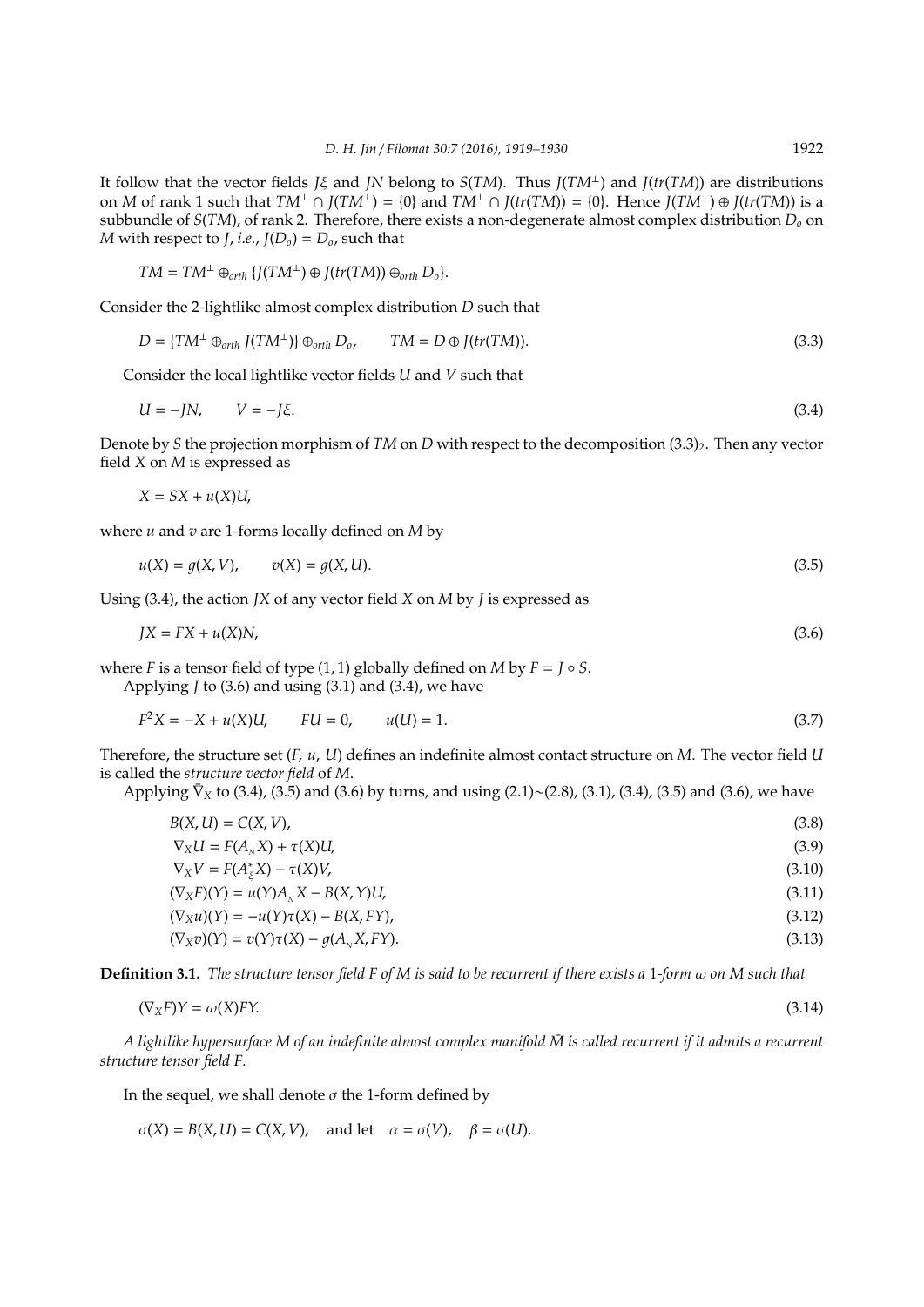It follow that the vector fields $J\xi$ and $JN$ belong to $S(TM)$. Thus $J(TM^{\perp})$ and $J(tr(TM))$ are distributions on $M$ of rank 1 such that $TM^{\perp} \cap J(TM^{\perp}) = \{0\}$ and $TM^{\perp} \cap J(tr(TM)) = \{0\}$. Hence $J(TM^{\perp}) \oplus J(tr(TM))$ is a subbundle of $S(TM)$, of rank 2. Therefore, there exists a non-degenerate almost complex distribution $D_o$ on $M$ with respect to $J$, *i.e.*, $J(D_o) = D_o$, such that

$$TM = TM^{\perp} \oplus_{orth} \{J(TM^{\perp}) \oplus J(tr(TM)) \oplus_{orth} D_o\}.$$

Consider the 2-lightlike almost complex distribution $D$ such that

$$D = \{TM^{\perp} \oplus_{orth} J(TM^{\perp})\} \oplus_{orth} D_o, \qquad TM = D \oplus J(tr(TM)). \tag{3.3}$$

Consider the local lightlike vector fields $U$ and $V$ such that

$$U = -JN, \qquad V = -J\xi. \tag{3.4}$$

Denote by $S$ the projection morphism of $TM$ on $D$ with respect to the decomposition $(3.3)_2$. Then any vector field $X$ on $M$ is expressed as

$$X = SX + u(X)U,$$

where $u$ and $v$ are 1-forms locally defined on $M$ by

$$u(X) = g(X, V), \qquad v(X) = g(X, U). \tag{3.5}$$

Using (3.4), the action $JX$ of any vector field $X$ on $M$ by $J$ is expressed as

$$JX = FX + u(X)N, \tag{3.6}$$

where $F$ is a tensor field of type $(1, 1)$ globally defined on $M$ by $F = J \circ S$.

Applying $J$ to (3.6) and using (3.1) and (3.4), we have

$$F^2X = -X + u(X)U, \qquad FU = 0, \qquad u(U) = 1. \tag{3.7}$$

Therefore, the structure set $(F, u, U)$ defines an indefinite almost contact structure on $M$. The vector field $U$ is called the *structure vector field* of $M$.

Applying $\bar{\nabla}_X$ to (3.4), (3.5) and (3.6) by turns, and using (2.1)~(2.8), (3.1), (3.4), (3.5) and (3.6), we have

$$B(X, U) = C(X, V), \tag{3.8}$$

$$\nabla_X U = F(A_N X) + \tau(X)U, \tag{3.9}$$

$$\nabla_X V = F(A^*_\xi X) - \tau(X)V, \tag{3.10}$$

$$(\nabla_X F)(Y) = u(Y)A_N X - B(X, Y)U, \tag{3.11}$$

$$(\nabla_X u)(Y) = -u(Y)\tau(X) - B(X, FY), \tag{3.12}$$

$$(\nabla_X v)(Y) = v(Y)\tau(X) - g(A_N X, FY). \tag{3.13}$$

**Definition 3.1.** *The structure tensor field $F$ of $M$ is said to be recurrent if there exists a 1-form $\omega$ on $M$ such that*

$$(\nabla_X F)Y = \omega(X)FY. \tag{3.14}$$

*A lightlike hypersurface $M$ of an indefinite almost complex manifold $\bar{M}$ is called recurrent if it admits a recurrent structure tensor field $F$.*

In the sequel, we shall denote $\sigma$ the 1-form defined by

$$\sigma(X) = B(X, U) = C(X, V), \quad \text{and let} \quad \alpha = \sigma(V), \quad \beta = \sigma(U).$$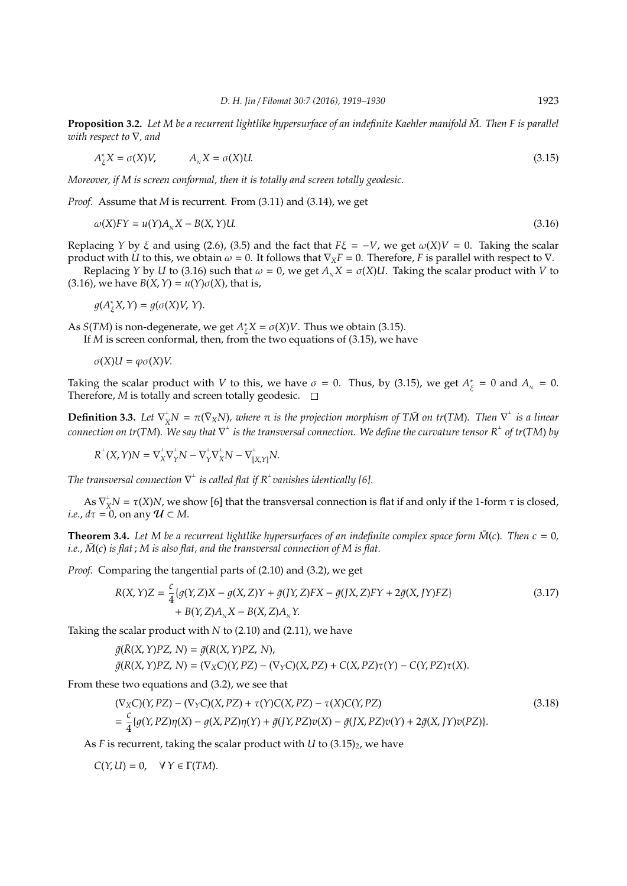**Proposition 3.2.** *Let $M$ be a recurrent lightlike hypersurface of an indefinite Kaehler manifold $\bar{M}$. Then $F$ is parallel with respect to $\nabla$, and*

$$A^*_\xi X = \sigma(X)V, \qquad A_{_N} X = \sigma(X)U. \tag{3.15}$$

*Moreover, if $M$ is screen conformal, then it is totally and screen totally geodesic.*

*Proof.* Assume that $M$ is recurrent. From (3.11) and (3.14), we get

$$\omega(X)FY = u(Y)A_{_N}X - B(X,Y)U. \tag{3.16}$$

Replacing $Y$ by $\xi$ and using (2.6), (3.5) and the fact that $F\xi = -V$, we get $\omega(X)V = 0$. Taking the scalar product with $U$ to this, we obtain $\omega = 0$. It follows that $\nabla_X F = 0$. Therefore, $F$ is parallel with respect to $\nabla$.

Replacing $Y$ by $U$ to (3.16) such that $\omega = 0$, we get $A_{_N}X = \sigma(X)U$. Taking the scalar product with $V$ to (3.16), we have $B(X,Y) = u(Y)\sigma(X)$, that is,

$$g(A^*_\xi X, Y) = g(\sigma(X)V, Y).$$

As $S(TM)$ is non-degenerate, we get $A^*_\xi X = \sigma(X)V$. Thus we obtain (3.15).

If $M$ is screen conformal, then, from the two equations of (3.15), we have

$$\sigma(X)U = \varphi\sigma(X)V.$$

Taking the scalar product with $V$ to this, we have $\sigma = 0$. Thus, by (3.15), we get $A^*_\xi = 0$ and $A_{_N} = 0$. Therefore, $M$ is totally and screen totally geodesic. □

**Definition 3.3.** *Let $\nabla^\perp_X N = \pi(\bar{\nabla}_X N)$, where $\pi$ is the projection morphism of $T\bar{M}$ on $tr(TM)$. Then $\nabla^\perp$ is a linear connection on $tr(TM)$. We say that $\nabla^\perp$ is the transversal connection. We define the curvature tensor $R^\perp$ of $tr(TM)$ by*

$$R^\perp(X,Y)N = \nabla^\perp_X\nabla^\perp_Y N - \nabla^\perp_Y\nabla^\perp_X N - \nabla^\perp_{[X,Y]}N.$$

*The transversal connection $\nabla^\perp$ is called flat if $R^\perp$vanishes identically [6].*

As $\nabla^\perp_X N = \tau(X)N$, we show [6] that the transversal connection is flat if and only if the 1-form $\tau$ is closed, *i.e.*, $d\tau = 0$, on any $\mathcal{U} \subset M$.

**Theorem 3.4.** *Let $M$ be a recurrent lightlike hypersurfaces of an indefinite complex space form $\bar{M}(c)$. Then $c = 0$, i.e., $\bar{M}(c)$ is flat ; $M$ is also flat, and the transversal connection of $M$ is flat.*

*Proof.* Comparing the tangential parts of (2.10) and (3.2), we get

$$\begin{aligned} R(X,Y)Z = \frac{c}{4}\{&g(Y,Z)X - g(X,Z)Y + \bar{g}(JY,Z)FX - \bar{g}(JX,Z)FY + 2\bar{g}(X,JY)FZ\} \\ &+ B(Y,Z)A_{_N}X - B(X,Z)A_{_N}Y. \end{aligned} \tag{3.17}$$

Taking the scalar product with $N$ to (2.10) and (2.11), we have

$$\bar{g}(\bar{R}(X,Y)PZ, N) = \bar{g}(R(X,Y)PZ, N),$$
$$\bar{g}(R(X,Y)PZ, N) = (\nabla_X C)(Y,PZ) - (\nabla_Y C)(X,PZ) + C(X,PZ)\tau(Y) - C(Y,PZ)\tau(X).$$

From these two equations and (3.2), we see that

$$\begin{aligned} &(\nabla_X C)(Y,PZ) - (\nabla_Y C)(X,PZ) + \tau(Y)C(X,PZ) - \tau(X)C(Y,PZ) \\ &= \frac{c}{4}\{g(Y,PZ)\eta(X) - g(X,PZ)\eta(Y) + \bar{g}(JY,PZ)v(X) - \bar{g}(JX,PZ)v(Y) + 2\bar{g}(X,JY)v(PZ)\}. \end{aligned} \tag{3.18}$$

As $F$ is recurrent, taking the scalar product with $U$ to $(3.15)_2$, we have

$$C(Y,U) = 0, \quad \forall\, Y \in \Gamma(TM).$$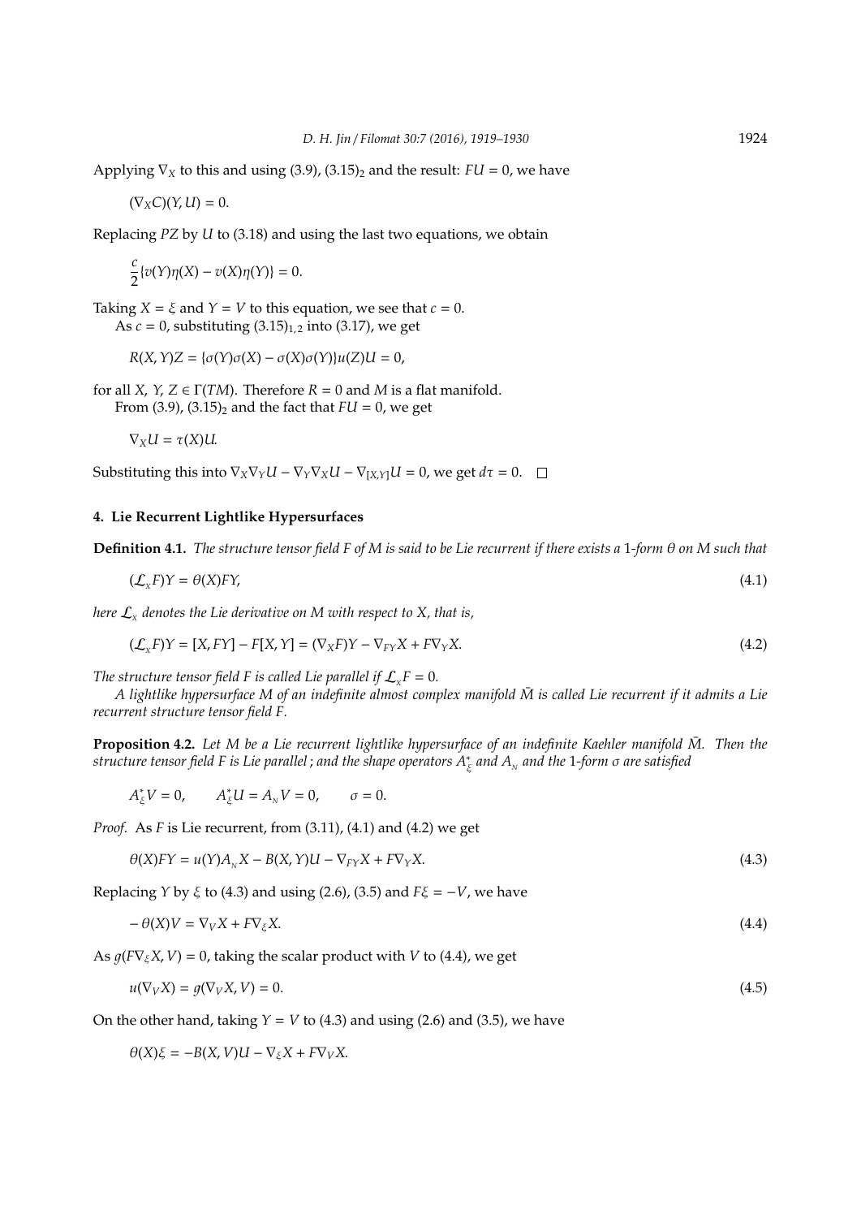Applying $\nabla_X$ to this and using (3.9), $(3.15)_2$ and the result: $FU = 0$, we have

$$(\nabla_X C)(Y, U) = 0.$$

Replacing $PZ$ by $U$ to (3.18) and using the last two equations, we obtain

$$\frac{c}{2}\{v(Y)\eta(X) - v(X)\eta(Y)\} = 0.$$

Taking $X = \xi$ and $Y = V$ to this equation, we see that $c = 0$.

As $c = 0$, substituting $(3.15)_{1,2}$ into (3.17), we get

$$R(X, Y)Z = \{\sigma(Y)\sigma(X) - \sigma(X)\sigma(Y)\}u(Z)U = 0,$$

for all $X, Y, Z \in \Gamma(TM)$. Therefore $R = 0$ and $M$ is a flat manifold.

From (3.9), $(3.15)_2$ and the fact that $FU = 0$, we get

$$\nabla_X U = \tau(X)U.$$

Substituting this into $\nabla_X\nabla_Y U - \nabla_Y\nabla_X U - \nabla_{[X,Y]}U = 0$, we get $d\tau = 0$. □

## 4. Lie Recurrent Lightlike Hypersurfaces

**Definition 4.1.** *The structure tensor field $F$ of $M$ is said to be Lie recurrent if there exists a 1-form $\theta$ on $M$ such that*

$$(\mathcal{L}_X F)Y = \theta(X)FY, \tag{4.1}$$

*here $\mathcal{L}_X$ denotes the Lie derivative on $M$ with respect to $X$, that is,*

$$(\mathcal{L}_X F)Y = [X, FY] - F[X, Y] = (\nabla_X F)Y - \nabla_{FY}X + F\nabla_Y X. \tag{4.2}$$

*The structure tensor field $F$ is called Lie parallel if $\mathcal{L}_X F = 0$.*

*A lightlike hypersurface $M$ of an indefinite almost complex manifold $\bar{M}$ is called Lie recurrent if it admits a Lie recurrent structure tensor field $F$.*

**Proposition 4.2.** *Let $M$ be a Lie recurrent lightlike hypersurface of an indefinite Kaehler manifold $\bar{M}$. Then the structure tensor field $F$ is Lie parallel ; and the shape operators $A^*_\xi$ and $A_N$ and the 1-form $\sigma$ are satisfied*

$$A^*_\xi V = 0, \qquad A^*_\xi U = A_N V = 0, \qquad \sigma = 0.$$

*Proof.* As $F$ is Lie recurrent, from (3.11), (4.1) and (4.2) we get

$$\theta(X)FY = u(Y)A_N X - B(X, Y)U - \nabla_{FY}X + F\nabla_Y X. \tag{4.3}$$

Replacing $Y$ by $\xi$ to (4.3) and using (2.6), (3.5) and $F\xi = -V$, we have

$$-\theta(X)V = \nabla_V X + F\nabla_\xi X. \tag{4.4}$$

As $g(F\nabla_\xi X, V) = 0$, taking the scalar product with $V$ to (4.4), we get

$$u(\nabla_V X) = g(\nabla_V X, V) = 0. \tag{4.5}$$

On the other hand, taking $Y = V$ to (4.3) and using (2.6) and (3.5), we have

$$\theta(X)\xi = -B(X, V)U - \nabla_\xi X + F\nabla_V X.$$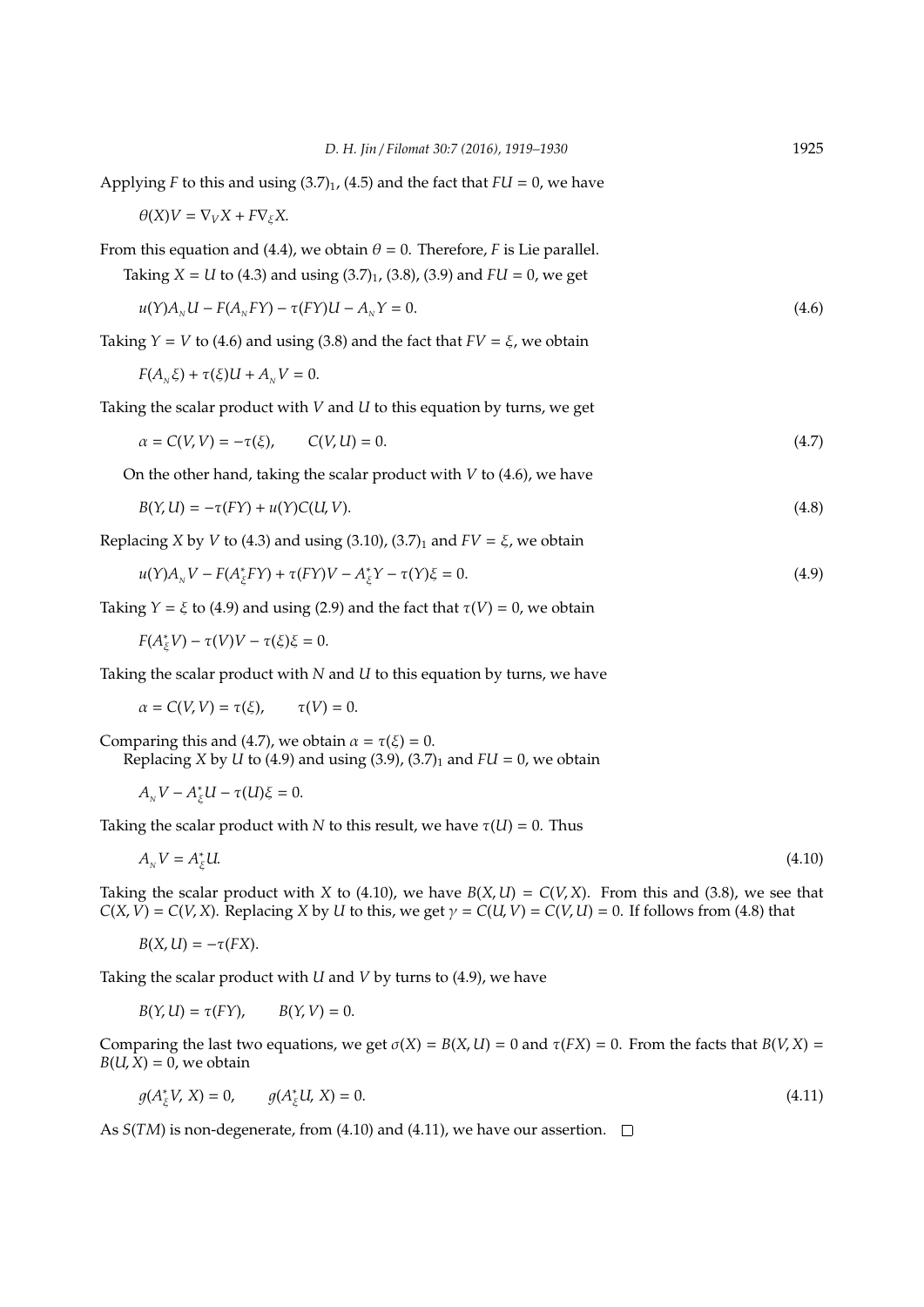Applying $F$ to this and using $(3.7)_1$, (4.5) and the fact that $FU = 0$, we have

$$\theta(X)V = \nabla_V X + F\nabla_\xi X.$$

From this equation and (4.4), we obtain $\theta = 0$. Therefore, $F$ is Lie parallel.

Taking $X = U$ to (4.3) and using $(3.7)_1$, (3.8), (3.9) and $FU = 0$, we get

$$u(Y)A_N U - F(A_N FY) - \tau(FY)U - A_N Y = 0. \tag{4.6}$$

Taking $Y = V$ to (4.6) and using (3.8) and the fact that $FV = \xi$, we obtain

$$F(A_N \xi) + \tau(\xi)U + A_N V = 0.$$

Taking the scalar product with $V$ and $U$ to this equation by turns, we get

$$\alpha = C(V, V) = -\tau(\xi), \qquad C(V, U) = 0. \tag{4.7}$$

On the other hand, taking the scalar product with $V$ to (4.6), we have

$$B(Y, U) = -\tau(FY) + u(Y)C(U, V). \tag{4.8}$$

Replacing $X$ by $V$ to (4.3) and using (3.10), $(3.7)_1$ and $FV = \xi$, we obtain

$$u(Y)A_N V - F(A^*_\xi FY) + \tau(FY)V - A^*_\xi Y - \tau(Y)\xi = 0. \tag{4.9}$$

Taking $Y = \xi$ to (4.9) and using (2.9) and the fact that $\tau(V) = 0$, we obtain

$$F(A^*_\xi V) - \tau(V)V - \tau(\xi)\xi = 0.$$

Taking the scalar product with $N$ and $U$ to this equation by turns, we have

$$\alpha = C(V, V) = \tau(\xi), \qquad \tau(V) = 0.$$

Comparing this and (4.7), we obtain $\alpha = \tau(\xi) = 0$.

Replacing $X$ by $U$ to (4.9) and using (3.9), $(3.7)_1$ and $FU = 0$, we obtain

$$A_N V - A^*_\xi U - \tau(U)\xi = 0.$$

Taking the scalar product with $N$ to this result, we have $\tau(U) = 0$. Thus

$$A_N V = A^*_\xi U. \tag{4.10}$$

Taking the scalar product with $X$ to (4.10), we have $B(X, U) = C(V, X)$. From this and (3.8), we see that $C(X, V) = C(V, X)$. Replacing $X$ by $U$ to this, we get $\gamma = C(U, V) = C(V, U) = 0$. If follows from (4.8) that

$$B(X, U) = -\tau(FX).$$

Taking the scalar product with $U$ and $V$ by turns to (4.9), we have

$$B(Y, U) = \tau(FY), \qquad B(Y, V) = 0.$$

Comparing the last two equations, we get $\sigma(X) = B(X, U) = 0$ and $\tau(FX) = 0$. From the facts that $B(V, X) = B(U, X) = 0$, we obtain

$$g(A^*_\xi V, X) = 0, \qquad g(A^*_\xi U, X) = 0. \tag{4.11}$$

As $S(TM)$ is non-degenerate, from (4.10) and (4.11), we have our assertion. □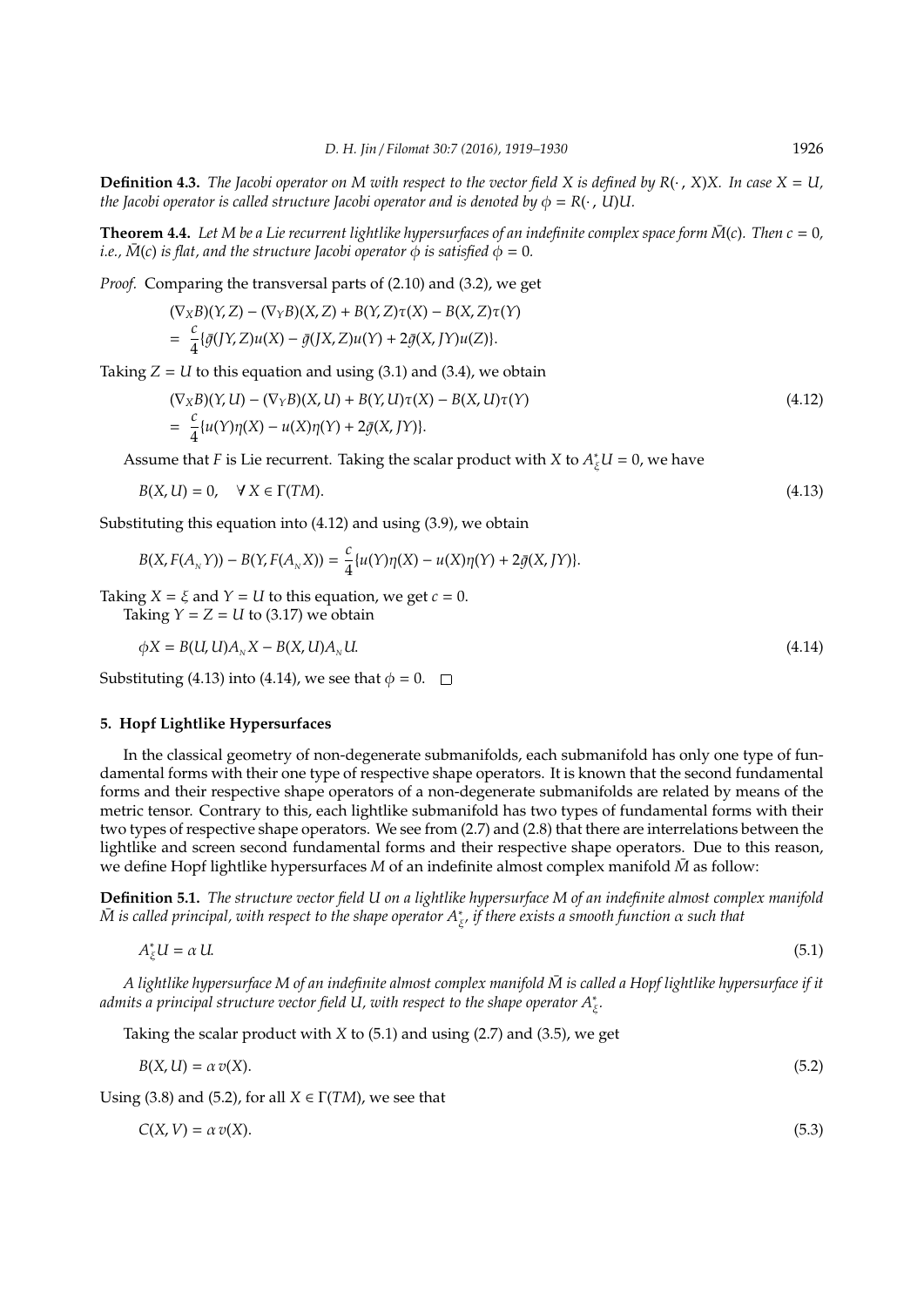**Definition 4.3.** *The Jacobi operator on $M$ with respect to the vector field $X$ is defined by $R(\cdot\,, X)X$. In case $X = U$, the Jacobi operator is called structure Jacobi operator and is denoted by $\phi = R(\cdot\,, U)U$.*

**Theorem 4.4.** *Let $M$ be a Lie recurrent lightlike hypersurfaces of an indefinite complex space form $\bar{M}(c)$. Then $c = 0$, i.e., $\bar{M}(c)$ is flat, and the structure Jacobi operator $\phi$ is satisfied $\phi = 0$.*

*Proof.* Comparing the transversal parts of (2.10) and (3.2), we get

$$
\begin{aligned}
&(\nabla_X B)(Y, Z) - (\nabla_Y B)(X, Z) + B(Y, Z)\tau(X) - B(X, Z)\tau(Y) \\
&= \frac{c}{4}\{\bar{g}(JY, Z)u(X) - \bar{g}(JX, Z)u(Y) + 2\bar{g}(X, JY)u(Z)\}.
\end{aligned}
$$

Taking $Z = U$ to this equation and using (3.1) and (3.4), we obtain

$$
\begin{aligned}
&(\nabla_X B)(Y, U) - (\nabla_Y B)(X, U) + B(Y, U)\tau(X) - B(X, U)\tau(Y) \\
&= \frac{c}{4}\{u(Y)\eta(X) - u(X)\eta(Y) + 2\bar{g}(X, JY)\}.
\end{aligned} \tag{4.12}
$$

Assume that $F$ is Lie recurrent. Taking the scalar product with $X$ to $A^*_\xi U = 0$, we have

$$
B(X, U) = 0, \quad \forall\, X \in \Gamma(TM). \tag{4.13}
$$

Substituting this equation into (4.12) and using (3.9), we obtain

$$
B(X, F(A_{_N} Y)) - B(Y, F(A_{_N} X)) = \frac{c}{4}\{u(Y)\eta(X) - u(X)\eta(Y) + 2\bar{g}(X, JY)\}.
$$

Taking $X = \xi$ and $Y = U$ to this equation, we get $c = 0$.

Taking $Y = Z = U$ to (3.17) we obtain

$$
\phi X = B(U, U)A_{_N} X - B(X, U)A_{_N} U. \tag{4.14}
$$

Substituting (4.13) into (4.14), we see that $\phi = 0$. □

## 5. Hopf Lightlike Hypersurfaces

In the classical geometry of non-degenerate submanifolds, each submanifold has only one type of fundamental forms with their one type of respective shape operators. It is known that the second fundamental forms and their respective shape operators of a non-degenerate submanifolds are related by means of the metric tensor. Contrary to this, each lightlike submanifold has two types of fundamental forms with their two types of respective shape operators. We see from (2.7) and (2.8) that there are interrelations between the lightlike and screen second fundamental forms and their respective shape operators. Due to this reason, we define Hopf lightlike hypersurfaces $M$ of an indefinite almost complex manifold $\bar{M}$ as follow:

**Definition 5.1.** *The structure vector field $U$ on a lightlike hypersurface $M$ of an indefinite almost complex manifold $\bar{M}$ is called principal, with respect to the shape operator $A^*_\xi$, if there exists a smooth function $\alpha$ such that*

$$
A^*_\xi U = \alpha\, U. \tag{5.1}
$$

*A lightlike hypersurface $M$ of an indefinite almost complex manifold $\bar{M}$ is called a Hopf lightlike hypersurface if it admits a principal structure vector field $U$, with respect to the shape operator $A^*_\xi$.*

Taking the scalar product with $X$ to (5.1) and using (2.7) and (3.5), we get

$$
B(X, U) = \alpha\, v(X). \tag{5.2}
$$

Using (3.8) and (5.2), for all $X \in \Gamma(TM)$, we see that

$$
C(X, V) = \alpha\, v(X). \tag{5.3}
$$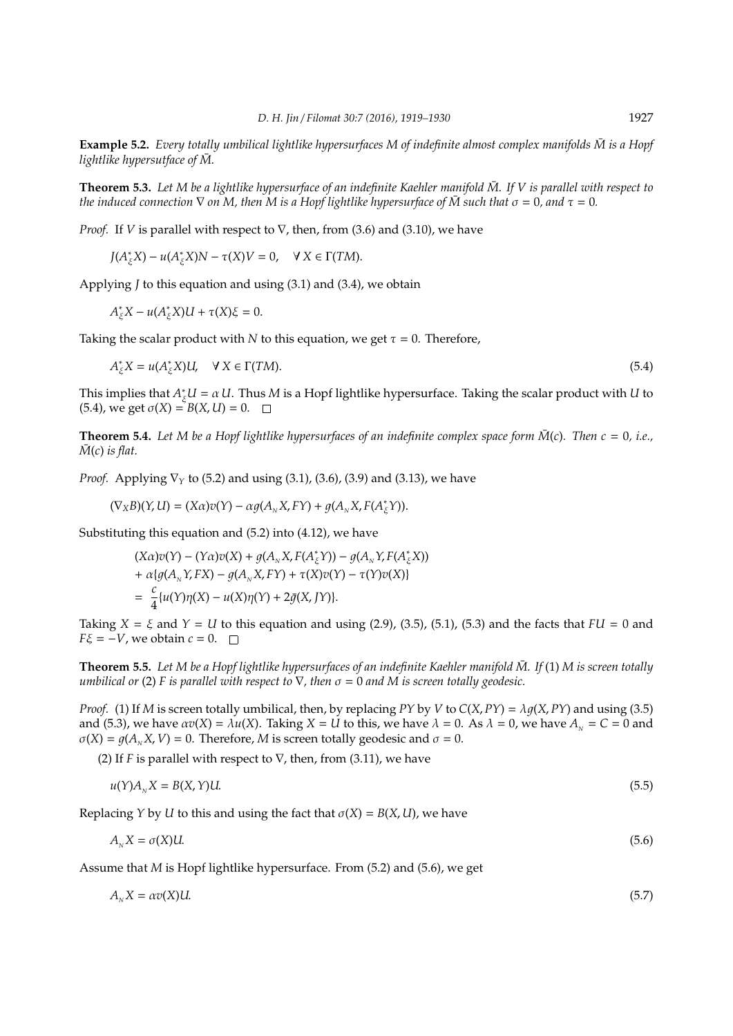**Example 5.2.** *Every totally umbilical lightlike hypersurfaces $M$ of indefinite almost complex manifolds $\bar{M}$ is a Hopf lightlike hypersutface of $\bar{M}$.*

**Theorem 5.3.** *Let $M$ be a lightlike hypersurface of an indefinite Kaehler manifold $\bar{M}$. If $V$ is parallel with respect to the induced connection $\nabla$ on $M$, then $M$ is a Hopf lightlike hypersurface of $\bar{M}$ such that $\sigma = 0$, and $\tau = 0$.*

*Proof.* If $V$ is parallel with respect to $\nabla$, then, from (3.6) and (3.10), we have

$$J(A^*_\xi X) - u(A^*_\xi X)N - \tau(X)V = 0, \quad \forall\, X \in \Gamma(TM).$$

Applying $J$ to this equation and using (3.1) and (3.4), we obtain

$$A^*_\xi X - u(A^*_\xi X)U + \tau(X)\xi = 0.$$

Taking the scalar product with $N$ to this equation, we get $\tau = 0$. Therefore,

$$A^*_\xi X = u(A^*_\xi X)U, \quad \forall\, X \in \Gamma(TM). \tag{5.4}$$

This implies that $A^*_\xi U = \alpha\, U$. Thus $M$ is a Hopf lightlike hypersurface. Taking the scalar product with $U$ to (5.4), we get $\sigma(X) = B(X, U) = 0$. $\square$

**Theorem 5.4.** *Let $M$ be a Hopf lightlike hypersurfaces of an indefinite complex space form $\bar{M}(c)$. Then $c = 0$, i.e., $\bar{M}(c)$ is flat.*

*Proof.* Applying $\nabla_Y$ to (5.2) and using (3.1), (3.6), (3.9) and (3.13), we have

$$(\nabla_X B)(Y, U) = (X\alpha)v(Y) - \alpha g(A_{_N} X, FY) + g(A_{_N} X, F(A^*_\xi Y)).$$

Substituting this equation and (5.2) into (4.12), we have

$$\begin{aligned}
&(X\alpha)v(Y) - (Y\alpha)v(X) + g(A_{_N} X, F(A^*_\xi Y)) - g(A_{_N} Y, F(A^*_\xi X)) \\
&+ \alpha\{g(A_{_N} Y, FX) - g(A_{_N} X, FY) + \tau(X)v(Y) - \tau(Y)v(X)\} \\
&= \frac{c}{4}\{u(Y)\eta(X) - u(X)\eta(Y) + 2\bar{g}(X, JY)\}.
\end{aligned}$$

Taking $X = \xi$ and $Y = U$ to this equation and using (2.9), (3.5), (5.1), (5.3) and the facts that $FU = 0$ and $F\xi = -V$, we obtain $c = 0$. $\square$

**Theorem 5.5.** *Let $M$ be a Hopf lightlike hypersurfaces of an indefinite Kaehler manifold $\bar{M}$. If* (1) *$M$ is screen totally umbilical or* (2) *$F$ is parallel with respect to $\nabla$, then $\sigma = 0$ and $M$ is screen totally geodesic.*

*Proof.* (1) If $M$ is screen totally umbilical, then, by replacing $PY$ by $V$ to $C(X, PY) = \lambda g(X, PY)$ and using (3.5) and (5.3), we have $\alpha v(X) = \lambda u(X)$. Taking $X = U$ to this, we have $\lambda = 0$. As $\lambda = 0$, we have $A_{_N} = C = 0$ and $\sigma(X) = g(A_{_N} X, V) = 0$. Therefore, $M$ is screen totally geodesic and $\sigma = 0$.

(2) If $F$ is parallel with respect to $\nabla$, then, from (3.11), we have

$$u(Y)A_{_N} X = B(X, Y)U. \tag{5.5}$$

Replacing $Y$ by $U$ to this and using the fact that $\sigma(X) = B(X, U)$, we have

$$A_{_N} X = \sigma(X)U. \tag{5.6}$$

Assume that $M$ is Hopf lightlike hypersurface. From (5.2) and (5.6), we get

$$A_{_N} X = \alpha v(X)U. \tag{5.7}$$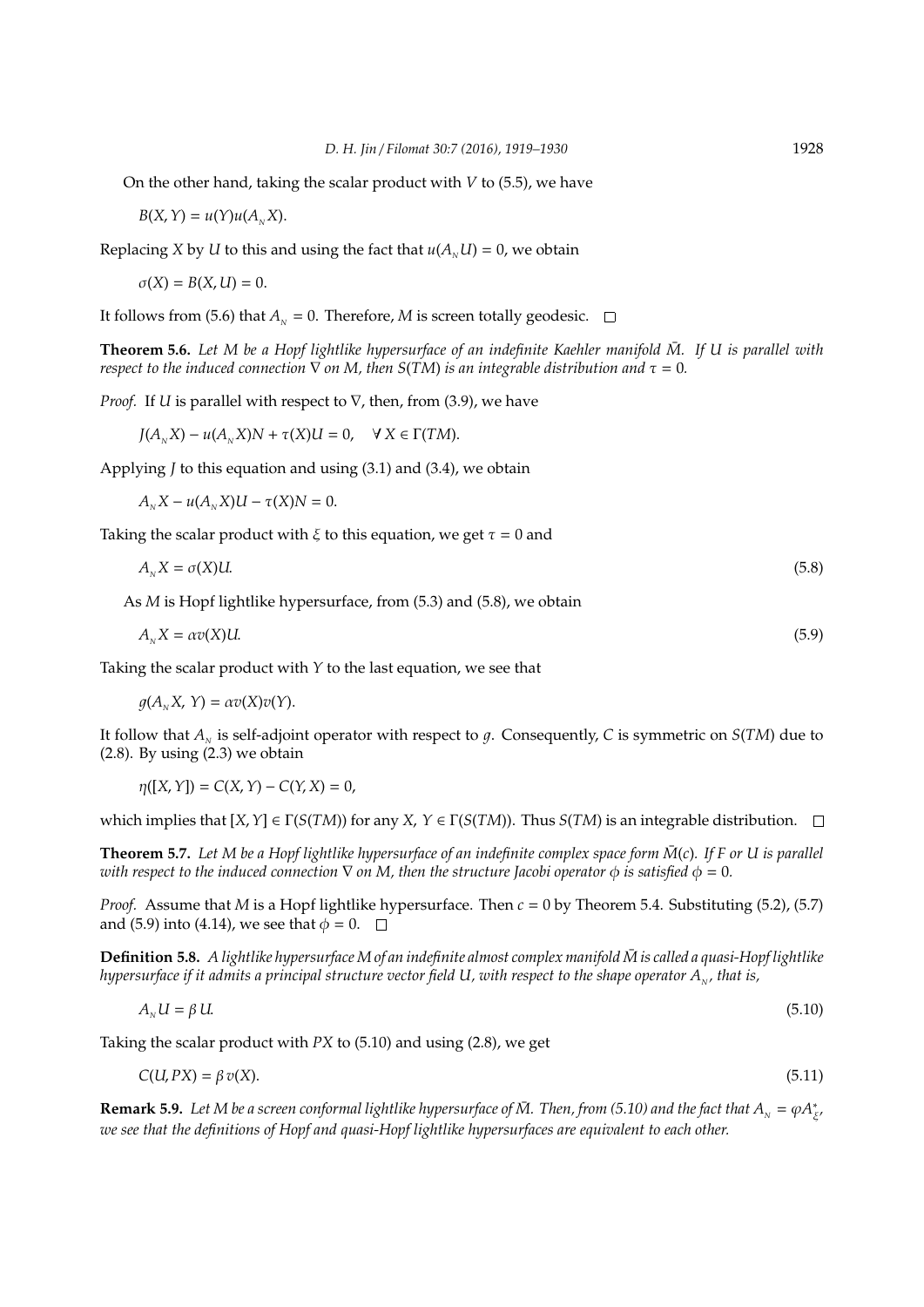On the other hand, taking the scalar product with $V$ to (5.5), we have

$$B(X, Y) = u(Y)u(A_N X).$$

Replacing $X$ by $U$ to this and using the fact that $u(A_N U) = 0$, we obtain

$$\sigma(X) = B(X, U) = 0.$$

It follows from (5.6) that $A_N = 0$. Therefore, $M$ is screen totally geodesic. $\square$

**Theorem 5.6.** *Let $M$ be a Hopf lightlike hypersurface of an indefinite Kaehler manifold $\bar{M}$. If $U$ is parallel with respect to the induced connection $\nabla$ on $M$, then $S(TM)$ is an integrable distribution and $\tau = 0$.*

*Proof.* If $U$ is parallel with respect to $\nabla$, then, from (3.9), we have

$$J(A_N X) - u(A_N X)N + \tau(X)U = 0, \quad \forall\, X \in \Gamma(TM).$$

Applying $J$ to this equation and using (3.1) and (3.4), we obtain

$$A_N X - u(A_N X)U - \tau(X)N = 0.$$

Taking the scalar product with $\xi$ to this equation, we get $\tau = 0$ and

$$A_N X = \sigma(X)U. \tag{5.8}$$

As $M$ is Hopf lightlike hypersurface, from (5.3) and (5.8), we obtain

$$A_N X = \alpha v(X)U. \tag{5.9}$$

Taking the scalar product with $Y$ to the last equation, we see that

$$g(A_N X,\, Y) = \alpha v(X)v(Y).$$

It follow that $A_N$ is self-adjoint operator with respect to $g$. Consequently, $C$ is symmetric on $S(TM)$ due to (2.8). By using (2.3) we obtain

$$\eta([X, Y]) = C(X, Y) - C(Y, X) = 0,$$

which implies that $[X, Y] \in \Gamma(S(TM))$ for any $X, Y \in \Gamma(S(TM))$. Thus $S(TM)$ is an integrable distribution. $\square$

**Theorem 5.7.** *Let $M$ be a Hopf lightlike hypersurface of an indefinite complex space form $\bar{M}(c)$. If $F$ or $U$ is parallel with respect to the induced connection $\nabla$ on $M$, then the structure Jacobi operator $\phi$ is satisfied $\phi = 0$.*

*Proof.* Assume that $M$ is a Hopf lightlike hypersurface. Then $c = 0$ by Theorem 5.4. Substituting (5.2), (5.7) and (5.9) into (4.14), we see that $\phi = 0$. $\square$

**Definition 5.8.** *A lightlike hypersurface $M$ of an indefinite almost complex manifold $\bar{M}$ is called a quasi-Hopf lightlike hypersurface if it admits a principal structure vector field $U$, with respect to the shape operator $A_N$, that is,*

$$A_N U = \beta\, U. \tag{5.10}$$

Taking the scalar product with $PX$ to (5.10) and using (2.8), we get

$$C(U, PX) = \beta\, v(X). \tag{5.11}$$

**Remark 5.9.** *Let $M$ be a screen conformal lightlike hypersurface of $\bar{M}$. Then, from (5.10) and the fact that $A_N = \varphi A^*_\xi$, we see that the definitions of Hopf and quasi-Hopf lightlike hypersurfaces are equivalent to each other.*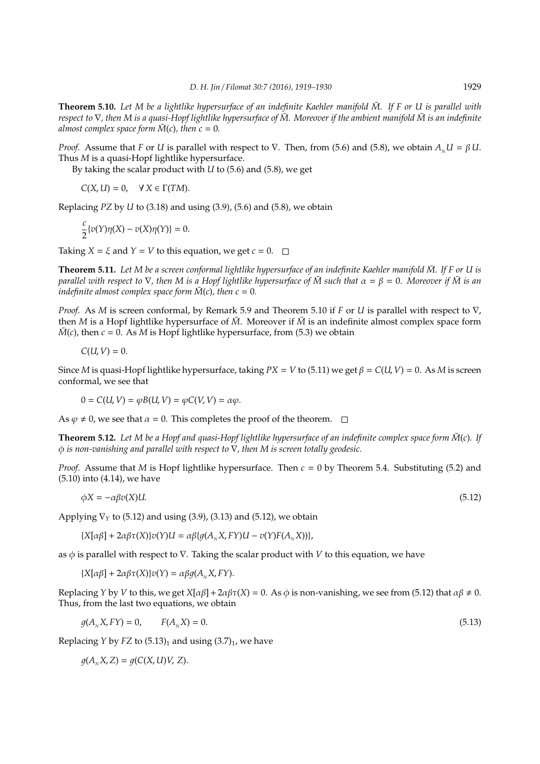**Theorem 5.10.** *Let $M$ be a lightlike hypersurface of an indefinite Kaehler manifold $\bar{M}$. If $F$ or $U$ is parallel with respect to $\nabla$, then $M$ is a quasi-Hopf lightlike hypersurface of $\bar{M}$. Moreover if the ambient manifold $\bar{M}$ is an indefinite almost complex space form $\bar{M}(c)$, then $c = 0$.*

*Proof.* Assume that $F$ or $U$ is parallel with respect to $\nabla$. Then, from (5.6) and (5.8), we obtain $A_{_N} U = \beta\, U$. Thus $M$ is a quasi-Hopf lightlike hypersurface.

By taking the scalar product with $U$ to (5.6) and (5.8), we get

$$C(X, U) = 0, \quad \forall\, X \in \Gamma(TM).$$

Replacing $PZ$ by $U$ to (3.18) and using (3.9), (5.6) and (5.8), we obtain

$$\frac{c}{2}\{v(Y)\eta(X) - v(X)\eta(Y)\} = 0.$$

Taking $X = \xi$ and $Y = V$ to this equation, we get $c = 0$. $\square$

**Theorem 5.11.** *Let $M$ be a screen conformal lightlike hypersurface of an indefinite Kaehler manifold $\bar{M}$. If $F$ or $U$ is parallel with respect to $\nabla$, then $M$ is a Hopf lightlike hypersurface of $\bar{M}$ such that $\alpha = \beta = 0$. Moreover if $\bar{M}$ is an indefinite almost complex space form $\bar{M}(c)$, then $c = 0$.*

*Proof.* As $M$ is screen conformal, by Remark 5.9 and Theorem 5.10 if $F$ or $U$ is parallel with respect to $\nabla$, then $M$ is a Hopf lightlike hypersurface of $\bar{M}$. Moreover if $\bar{M}$ is an indefinite almost complex space form $\bar{M}(c)$, then $c = 0$. As $M$ is Hopf lightlike hypersurface, from (5.3) we obtain

$$C(U, V) = 0.$$

Since $M$ is quasi-Hopf lightlike hypersurface, taking $PX = V$ to (5.11) we get $\beta = C(U, V) = 0$. As $M$ is screen conformal, we see that

$$0 = C(U, V) = \varphi B(U, V) = \varphi C(V, V) = \alpha\varphi.$$

As $\varphi \neq 0$, we see that $\alpha = 0$. This completes the proof of the theorem. $\square$

**Theorem 5.12.** *Let $M$ be a Hopf and quasi-Hopf lightlike hypersurface of an indefinite complex space form $\bar{M}(c)$. If $\phi$ is non-vanishing and parallel with respect to $\nabla$, then $M$ is screen totally geodesic.*

*Proof.* Assume that $M$ is Hopf lightlike hypersurface. Then $c = 0$ by Theorem 5.4. Substituting (5.2) and (5.10) into (4.14), we have

$$\phi X = -\alpha\beta v(X) U. \tag{5.12}$$

Applying $\nabla_Y$ to (5.12) and using (3.9), (3.13) and (5.12), we obtain

$$\{X[\alpha\beta] + 2\alpha\beta\tau(X)\}v(Y)U = \alpha\beta\{g(A_{_N} X, FY)U - v(Y)F(A_{_N} X))\},$$

as $\phi$ is parallel with respect to $\nabla$. Taking the scalar product with $V$ to this equation, we have

$$\{X[\alpha\beta] + 2\alpha\beta\tau(X)\}v(Y) = \alpha\beta g(A_{_N} X, FY).$$

Replacing $Y$ by $V$ to this, we get $X[\alpha\beta] + 2\alpha\beta\tau(X) = 0$. As $\phi$ is non-vanishing, we see from (5.12) that $\alpha\beta \neq 0$. Thus, from the last two equations, we obtain

$$g(A_{_N} X, FY) = 0, \qquad F(A_{_N} X) = 0. \tag{5.13}$$

Replacing $Y$ by $FZ$ to $(5.13)_1$ and using $(3.7)_1$, we have

$$g(A_{_N} X, Z) = g(C(X, U)V, Z).$$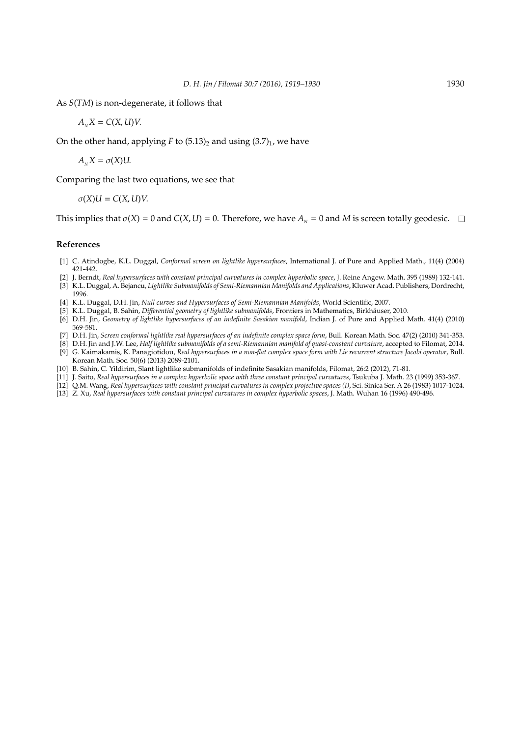As $S(TM)$ is non-degenerate, it follows that

$$A_N X = C(X, U)V.$$

On the other hand, applying $F$ to $(5.13)_2$ and using $(3.7)_1$, we have

$$A_N X = \sigma(X)U.$$

Comparing the last two equations, we see that

$$\sigma(X)U = C(X, U)V.$$

This implies that $\sigma(X) = 0$ and $C(X, U) = 0$. Therefore, we have $A_N = 0$ and $M$ is screen totally geodesic. □

## References

[1] C. Atindogbe, K.L. Duggal, *Conformal screen on lightlike hypersurfaces*, International J. of Pure and Applied Math., 11(4) (2004) 421-442.

[2] J. Berndt, *Real hypersurfaces with constant principal curvatures in complex hyperbolic space*, J. Reine Angew. Math. 395 (1989) 132-141.

[3] K.L. Duggal, A. Bejancu, *Lightlike Submanifolds of Semi-Riemannian Manifolds and Applications*, Kluwer Acad. Publishers, Dordrecht, 1996.

[4] K.L. Duggal, D.H. Jin, *Null curves and Hypersurfaces of Semi-Riemannian Manifolds*, World Scientific, 2007.

[5] K.L. Duggal, B. Sahin, *Differential geometry of lightlike submanifolds*, Frontiers in Mathematics, Birkhäuser, 2010.

[6] D.H. Jin, *Geometry of lightlike hypersurfaces of an indefinite Sasakian manifold*, Indian J. of Pure and Applied Math. 41(4) (2010) 569-581.

[7] D.H. Jin, *Screen conformal lightlike real hypersurfaces of an indefinite complex space form*, Bull. Korean Math. Soc. 47(2) (2010) 341-353.

[8] D.H. Jin and J.W. Lee, *Half lightlike submanifolds of a semi-Riemannian manifold of quasi-constant curvature*, accepted to Filomat, 2014.

[9] G. Kaimakamis, K. Panagiotidou, *Real hypersurfaces in a non-flat complex space form with Lie recurrent structure Jacobi operator*, Bull. Korean Math. Soc. 50(6) (2013) 2089-2101.

[10] B. Sahin, C. Yildirim, Slant lightlike submanifolds of indefinite Sasakian manifolds, Filomat, 26:2 (2012), 71-81.

[11] J. Saito, *Real hypersurfaces in a complex hyperbolic space with three constant principal curvatures*, Tsukuba J. Math. 23 (1999) 353-367.

[12] Q.M. Wang, *Real hypersurfaces with constant principal curvatures in complex projective spaces (I)*, Sci. Sinica Ser. A 26 (1983) 1017-1024.

[13] Z. Xu, *Real hypersurfaces with constant principal curvatures in complex hyperbolic spaces*, J. Math. Wuhan 16 (1996) 490-496.